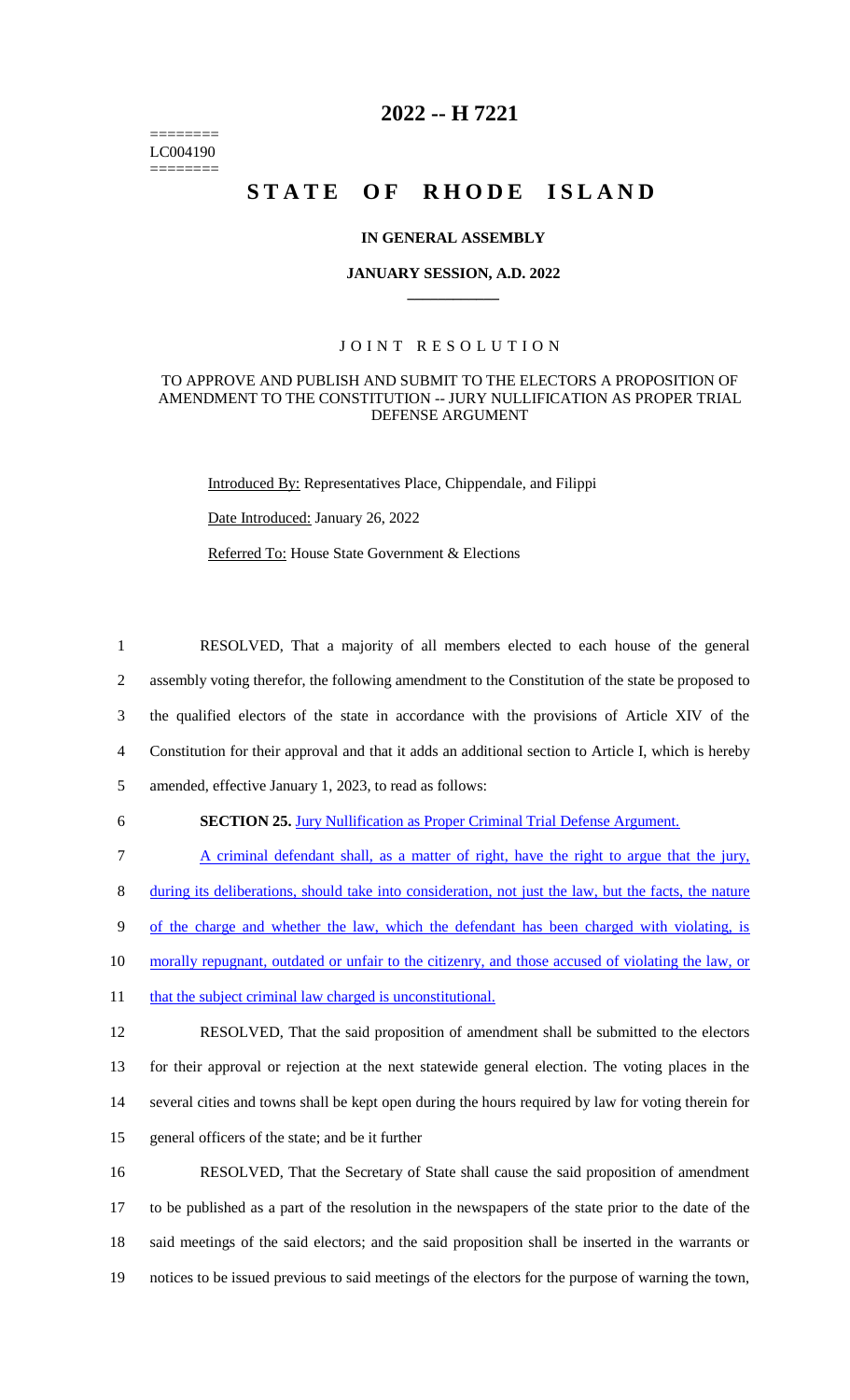========
LC004190
========

# 2022 -- H 7221

# STATE OF RHODE ISLAND

## IN GENERAL ASSEMBLY

### JANUARY SESSION, A.D. 2022

### JOINT RESOLUTION

### TO APPROVE AND PUBLISH AND SUBMIT TO THE ELECTORS A PROPOSITION OF AMENDMENT TO THE CONSTITUTION -- JURY NULLIFICATION AS PROPER TRIAL DEFENSE ARGUMENT

Introduced By: Representatives Place, Chippendale, and Filippi

Date Introduced: January 26, 2022

Referred To: House State Government & Elections

1 RESOLVED, That a majority of all members elected to each house of the general
2 assembly voting therefor, the following amendment to the Constitution of the state be proposed to
3 the qualified electors of the state in accordance with the provisions of Article XIV of the
4 Constitution for their approval and that it adds an additional section to Article I, which is hereby
5 amended, effective January 1, 2023, to read as follows:

6 **SECTION 25.** Jury Nullification as Proper Criminal Trial Defense Argument.

7 A criminal defendant shall, as a matter of right, have the right to argue that the jury,
8 during its deliberations, should take into consideration, not just the law, but the facts, the nature
9 of the charge and whether the law, which the defendant has been charged with violating, is
10 morally repugnant, outdated or unfair to the citizenry, and those accused of violating the law, or
11 that the subject criminal law charged is unconstitutional.

12 RESOLVED, That the said proposition of amendment shall be submitted to the electors
13 for their approval or rejection at the next statewide general election. The voting places in the
14 several cities and towns shall be kept open during the hours required by law for voting therein for
15 general officers of the state; and be it further

16 RESOLVED, That the Secretary of State shall cause the said proposition of amendment
17 to be published as a part of the resolution in the newspapers of the state prior to the date of the
18 said meetings of the said electors; and the said proposition shall be inserted in the warrants or
19 notices to be issued previous to said meetings of the electors for the purpose of warning the town,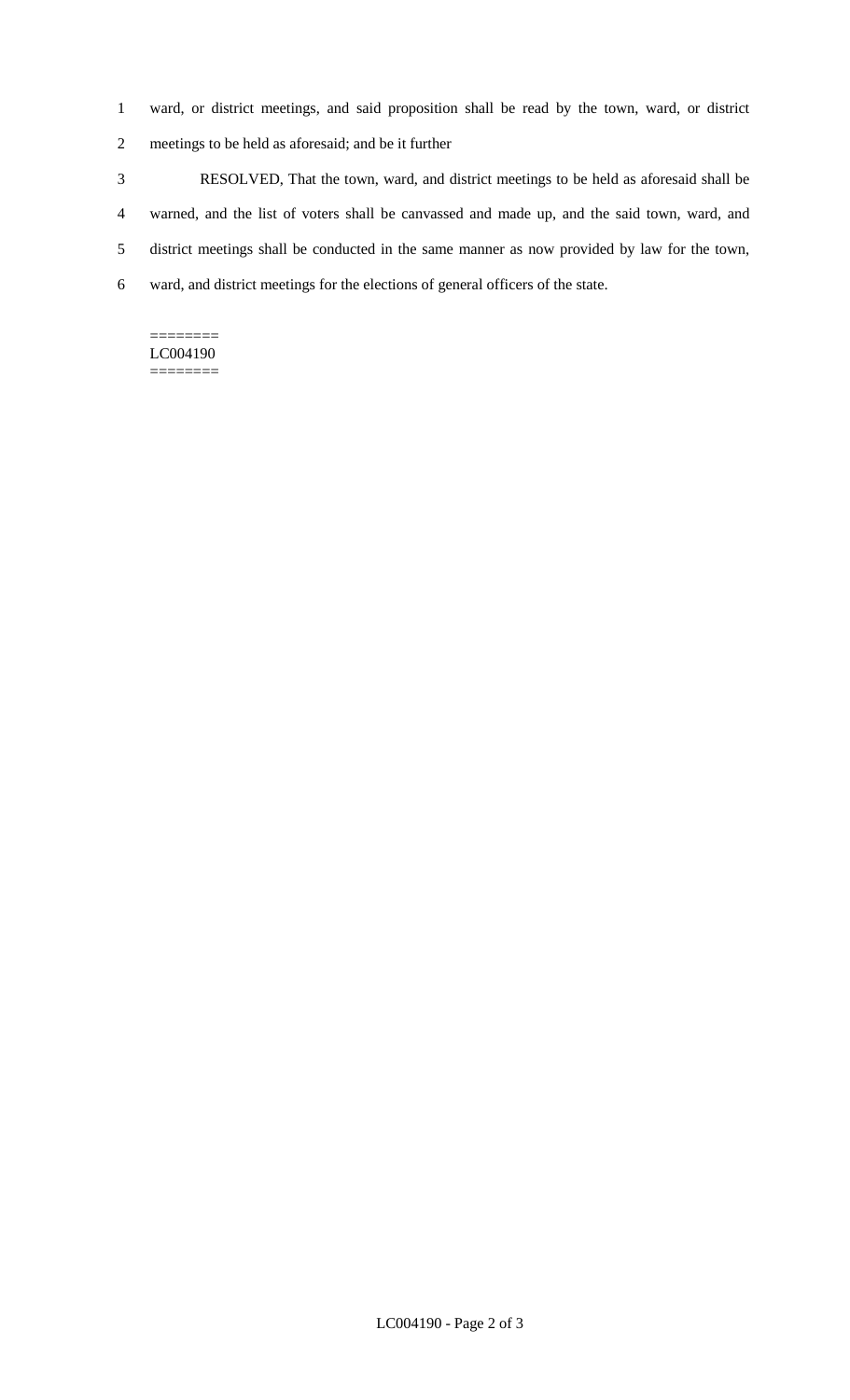ward, or district meetings, and said proposition shall be read by the town, ward, or district meetings to be held as aforesaid; and be it further

RESOLVED, That the town, ward, and district meetings to be held as aforesaid shall be warned, and the list of voters shall be canvassed and made up, and the said town, ward, and district meetings shall be conducted in the same manner as now provided by law for the town, ward, and district meetings for the elections of general officers of the state.

========
LC004190
========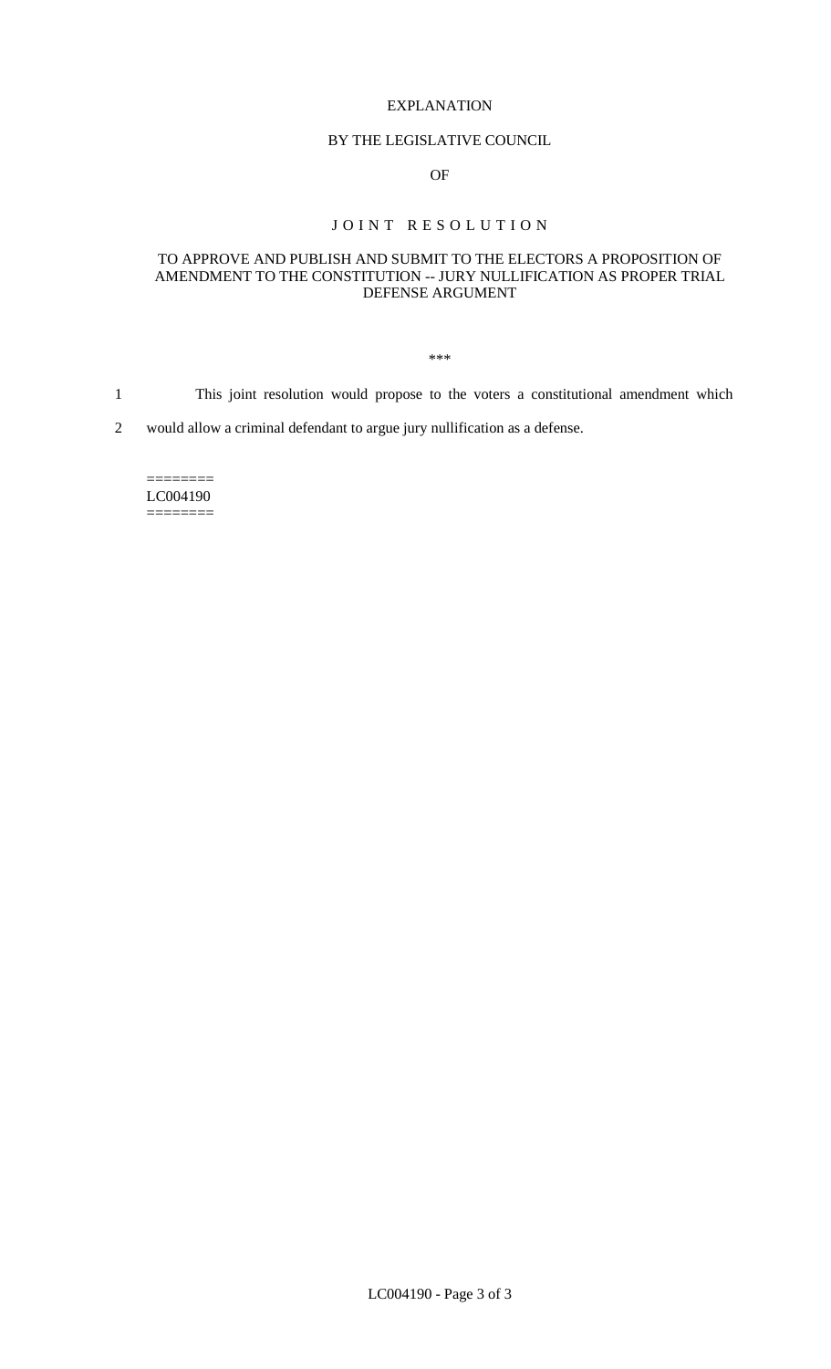EXPLANATION

BY THE LEGISLATIVE COUNCIL

OF

J O I N T   R E S O L U T I O N

TO APPROVE AND PUBLISH AND SUBMIT TO THE ELECTORS A PROPOSITION OF AMENDMENT TO THE CONSTITUTION -- JURY NULLIFICATION AS PROPER TRIAL DEFENSE ARGUMENT

***

1 This joint resolution would propose to the voters a constitutional amendment which
2 would allow a criminal defendant to argue jury nullification as a defense.

========
LC004190
========